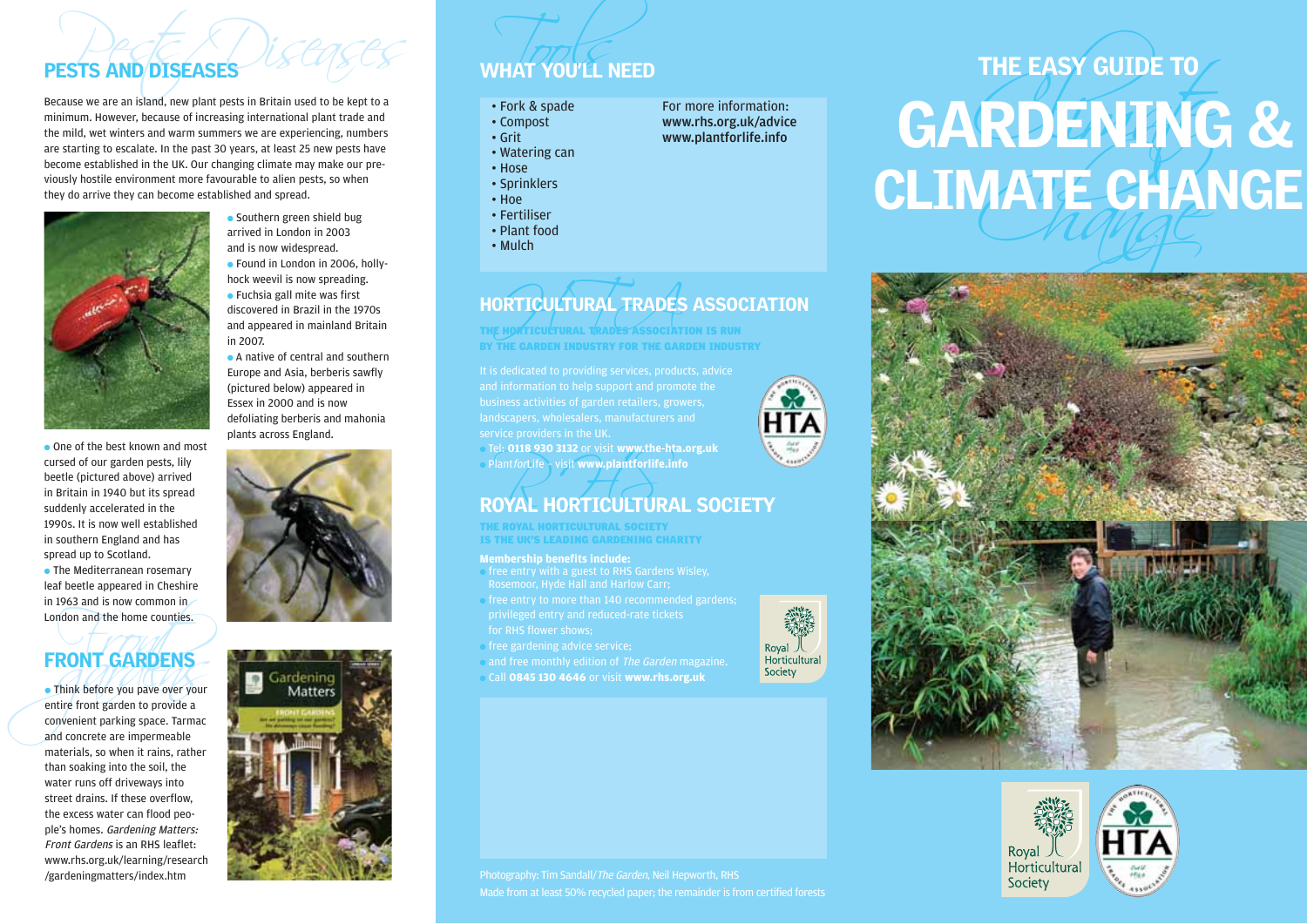## PESTS AND DISEASES

Because we are an island, new plant pests in Britain used to be kept to a minimum. However, because of increasing international plant trade and the mild, wet winters and warm summers we are experiencing, numbers are starting to escalate. In the past 30 years, at least 25 new pests have become established in the UK. Our changing climate may make our previously hostile environment more favourable to alien pests, so when they do arrive they can become established and spread.

- One of the best known and most cursed of our garden pests, lily beetle (pictured above) arrived in Britain in 1940 but its spread suddenly accelerated in the 1990s. It is now well established in southern England and has spread up to Scotland.
- The Mediterranean rosemary leaf beetle appeared in Cheshire in 1963 and is now common in London and the home counties.
- Southern green shield bug arrived in London in 2003 and is now widespread.
- Found in London in 2006, hollyhock weevil is now spreading.
- Fuchsia gall mite was first discovered in Brazil in the 1970s and appeared in mainland Britain in 2007.
- A native of central and southern Europe and Asia, berberis sawfly (pictured below) appeared in Essex in 2000 and is now defoliating berberis and mahonia plants across England.

## FRONT GARDENS

- Think before you pave over your entire front garden to provide a convenient parking space. Tarmac and concrete are impermeable materials, so when it rains, rather than soaking into the soil, the water runs off driveways into street drains. If these overflow, the excess water can flood people's homes. *Gardening Matters: Front Gardens* is an RHS leaflet: www.rhs.org.uk/learning/research/gardeningmatters/index.htm

## WHAT YOU'LL NEED

- Fork & spade
- Compost
- Grit
- Watering can
- Hose
- Sprinklers
- Hoe
- Fertiliser
- Plant food
- Mulch

For more information:
**www.rhs.org.uk/advice**
**www.plantforlife.info**

## HORTICULTURAL TRADES ASSOCIATION

**THE HORTICULTURAL TRADES ASSOCIATION IS RUN BY THE GARDEN INDUSTRY FOR THE GARDEN INDUSTRY**

It is dedicated to providing services, products, advice and information to help support and promote the business activities of garden retailers, growers, landscapers, wholesalers, manufacturers and service providers in the UK.

- Tel: **0118 930 3132** or visit **www.the-hta.org.uk**
- Plant*for*Life - visit **www.plantforlife.info**

## ROYAL HORTICULTURAL SOCIETY

**THE ROYAL HORTICULTURAL SOCIETY IS THE UK'S LEADING GARDENING CHARITY**

**Membership benefits include:**

- free entry with a guest to RHS Gardens Wisley, Rosemoor, Hyde Hall and Harlow Carr;
- free entry to more than 140 recommended gardens; privileged entry and reduced-rate tickets for RHS flower shows;
- free gardening advice service;
- and free monthly edition of *The Garden* magazine.
- Call **0845 130 4646** or visit **www.rhs.org.uk**

Photography: Tim Sandall/*The Garden*, Neil Hepworth, RHS
Made from at least 50% recycled paper; the remainder is from certified forests

# THE EASY GUIDE TO GARDENING & CLIMATE CHANGE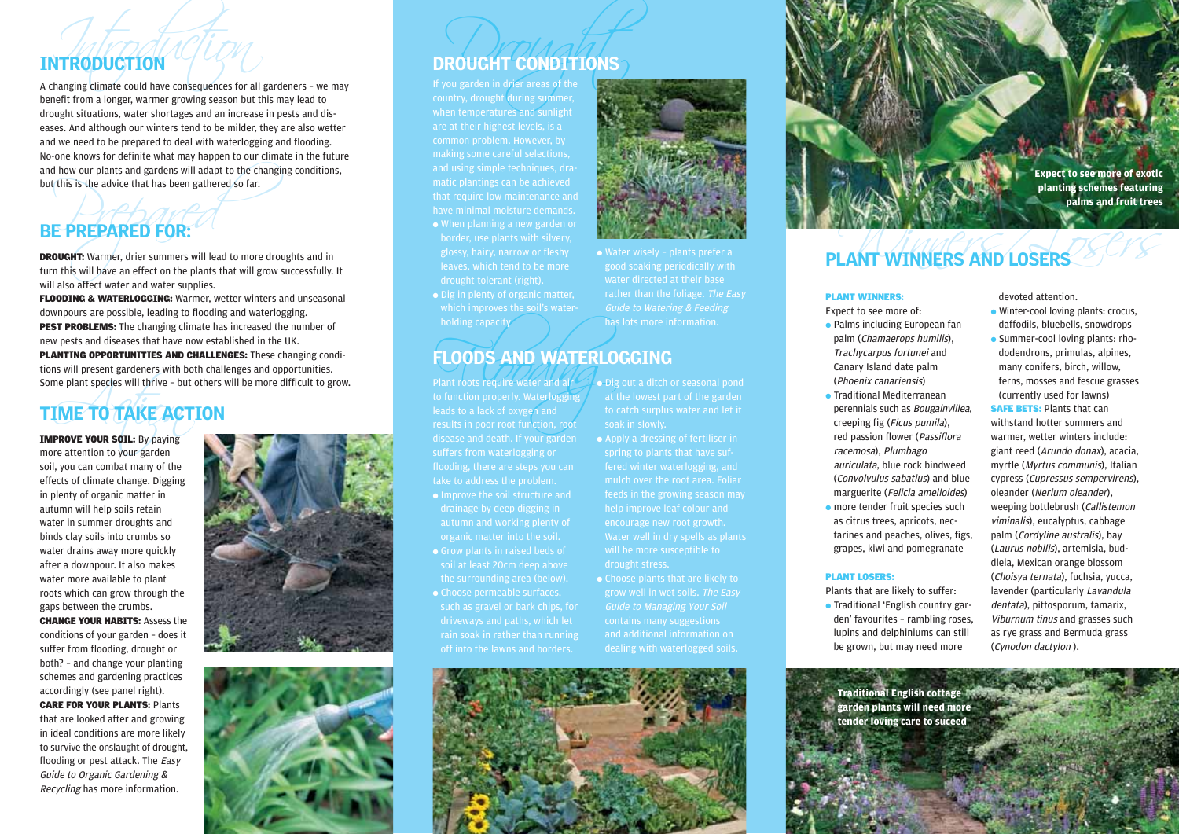## INTRODUCTION

A changing climate could have consequences for all gardeners – we may benefit from a longer, warmer growing season but this may lead to drought situations, water shortages and an increase in pests and diseases. And although our winters tend to be milder, they are also wetter and we need to be prepared to deal with waterlogging and flooding. No-one knows for definite what may happen to our climate in the future and how our plants and gardens will adapt to the changing conditions, but this is the advice that has been gathered so far.

## BE PREPARED FOR:

**DROUGHT:** Warmer, drier summers will lead to more droughts and in turn this will have an effect on the plants that will grow successfully. It will also affect water and water supplies.

**FLOODING & WATERLOGGING:** Warmer, wetter winters and unseasonal downpours are possible, leading to flooding and waterlogging.

**PEST PROBLEMS:** The changing climate has increased the number of new pests and diseases that have now established in the UK.

**PLANTING OPPORTUNITIES AND CHALLENGES:** These changing conditions will present gardeners with both challenges and opportunities. Some plant species will thrive – but others will be more difficult to grow.

## TIME TO TAKE ACTION

**IMPROVE YOUR SOIL:** By paying more attention to your garden soil, you can combat many of the effects of climate change. Digging in plenty of organic matter in autumn will help soils retain water in summer droughts and binds clay soils into crumbs so water drains away more quickly after a downpour. It also makes water more available to plant roots which can grow through the gaps between the crumbs.

**CHANGE YOUR HABITS:** Assess the conditions of your garden – does it suffer from flooding, drought or both? – and change your planting schemes and gardening practices accordingly (see panel right).

**CARE FOR YOUR PLANTS:** Plants that are looked after and growing in ideal conditions are more likely to survive the onslaught of drought, flooding or pest attack. The *Easy Guide to Organic Gardening & Recycling* has more information.

## DROUGHT CONDITIONS

If you garden in drier areas of the country, drought during summer, when temperatures and sunlight are at their highest levels, is a common problem. However, by making some careful selections, and using simple techniques, dramatic plantings can be achieved that require low maintenance and have minimal moisture demands.

- When planning a new garden or border, use plants with silvery, glossy, hairy, narrow or fleshy leaves, which tend to be more drought tolerant (right).
- Dig in plenty of organic matter, which improves the soil's water-holding capacity
- Water wisely – plants prefer a good soaking periodically with water directed at their base rather than the foliage. *The Easy Guide to Watering & Feeding* has lots more information.

## FLOODS AND WATERLOGGING

Plant roots require water and air to function properly. Waterlogging leads to a lack of oxygen and results in poor root function, root disease and death. If your garden suffers from waterlogging or flooding, there are steps you can take to address the problem.

- Improve the soil structure and drainage by deep digging in autumn and working plenty of organic matter into the soil.
- Grow plants in raised beds of soil at least 20cm deep above the surrounding area (below).
- Choose permeable surfaces, such as gravel or bark chips, for driveways and paths, which let rain soak in rather than running off into the lawns and borders.
- Dig out a ditch or seasonal pond at the lowest part of the garden to catch surplus water and let it soak in slowly.
- Apply a dressing of fertiliser in spring to plants that have suffered winter waterlogging, and mulch over the root area. Foliar feeds in the growing season may help improve leaf colour and encourage new root growth. Water well in dry spells as plants will be more susceptible to drought stress.
- Choose plants that are likely to grow well in wet soils. *The Easy Guide to Managing Your Soil* contains many suggestions and additional information on dealing with waterlogged soils.

Expect to see more of exotic planting schemes featuring palms and fruit trees

## PLANT WINNERS AND LOSERS

**PLANT WINNERS:**

Expect to see more of:

- Palms including European fan palm (*Chamaerops humilis*), *Trachycarpus fortunei* and Canary Island date palm (*Phoenix canariensis*)
- Traditional Mediterranean perennials such as *Bougainvillea*, creeping fig (*Ficus pumila*), red passion flower (*Passiflora racemosa*), *Plumbago auriculata*, blue rock bindweed (*Convolvulus sabatius*) and blue marguerite (*Felicia amelloides*)
- more tender fruit species such as citrus trees, apricots, nectarines and peaches, olives, figs, grapes, kiwi and pomegranate

**PLANT LOSERS:**

Plants that are likely to suffer:

- Traditional 'English country garden' favourites – rambling roses, lupins and delphiniums can still be grown, but may need more devoted attention.
- Winter-cool loving plants: crocus, daffodils, bluebells, snowdrops
- Summer-cool loving plants: rhododendrons, primulas, alpines, many conifers, birch, willow, ferns, mosses and fescue grasses (currently used for lawns)

**SAFE BETS:** Plants that can withstand hotter summers and warmer, wetter winters include: giant reed (*Arundo donax*), acacia, myrtle (*Myrtus communis*), Italian cypress (*Cupressus sempervirens*), oleander (*Nerium oleander*), weeping bottlebrush (*Callistemon viminalis*), eucalyptus, cabbage palm (*Cordyline australis*), bay (*Laurus nobilis*), artemisia, buddleia, Mexican orange blossom (*Choisya ternata*), fuchsia, yucca, lavender (particularly *Lavandula dentata*), pittosporum, tamarix, *Viburnum tinus* and grasses such as rye grass and Bermuda grass (*Cynodon dactylon* ).

Traditional English cottage garden plants will need more tender loving care to suceed